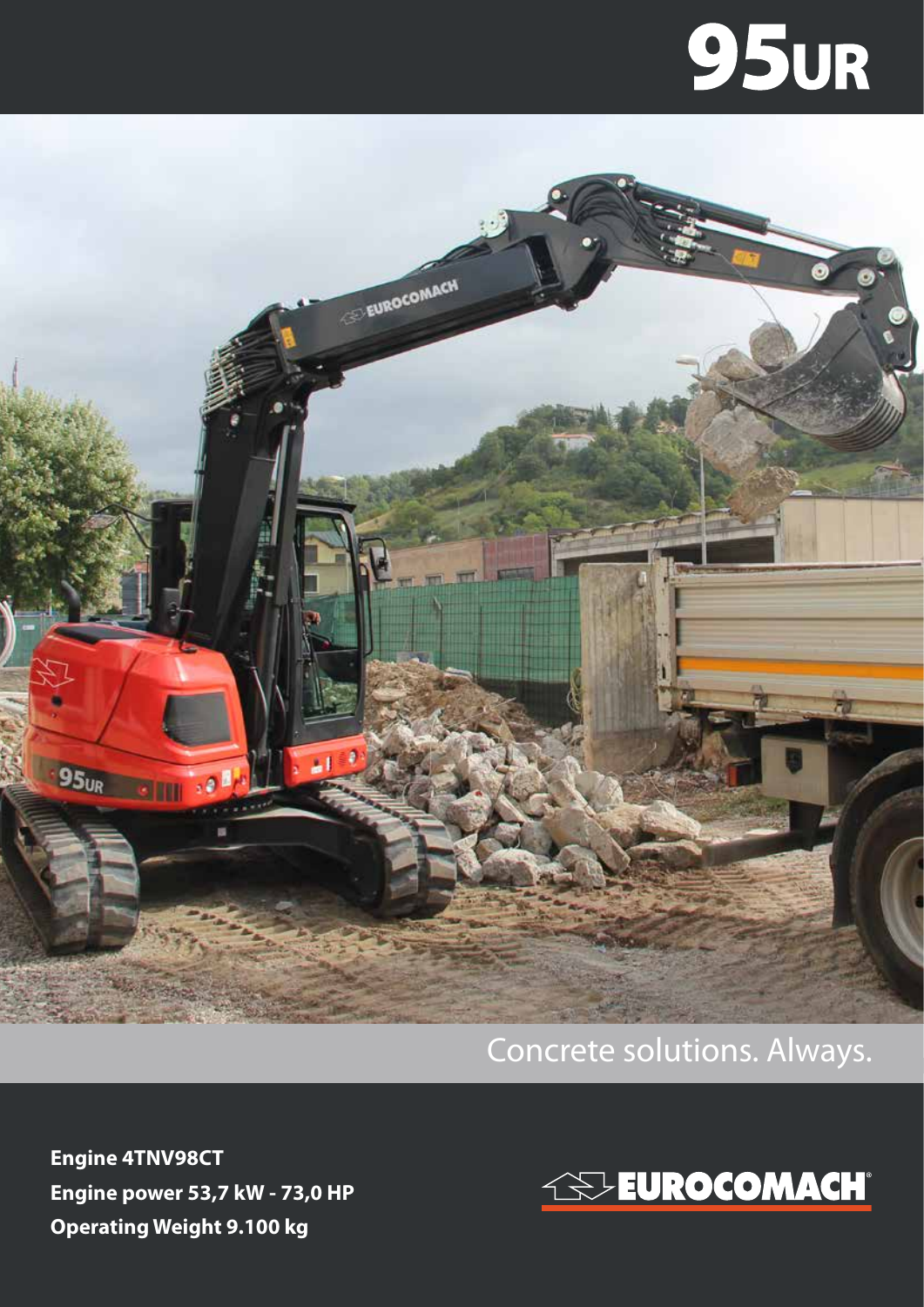# 95UR

Concrete solutions. Always.

**Engine 4TNV98CT**
**Engine power 53,7 kW - 73,0 HP**
**Operating Weight 9.100 kg**

EUROCOMACH®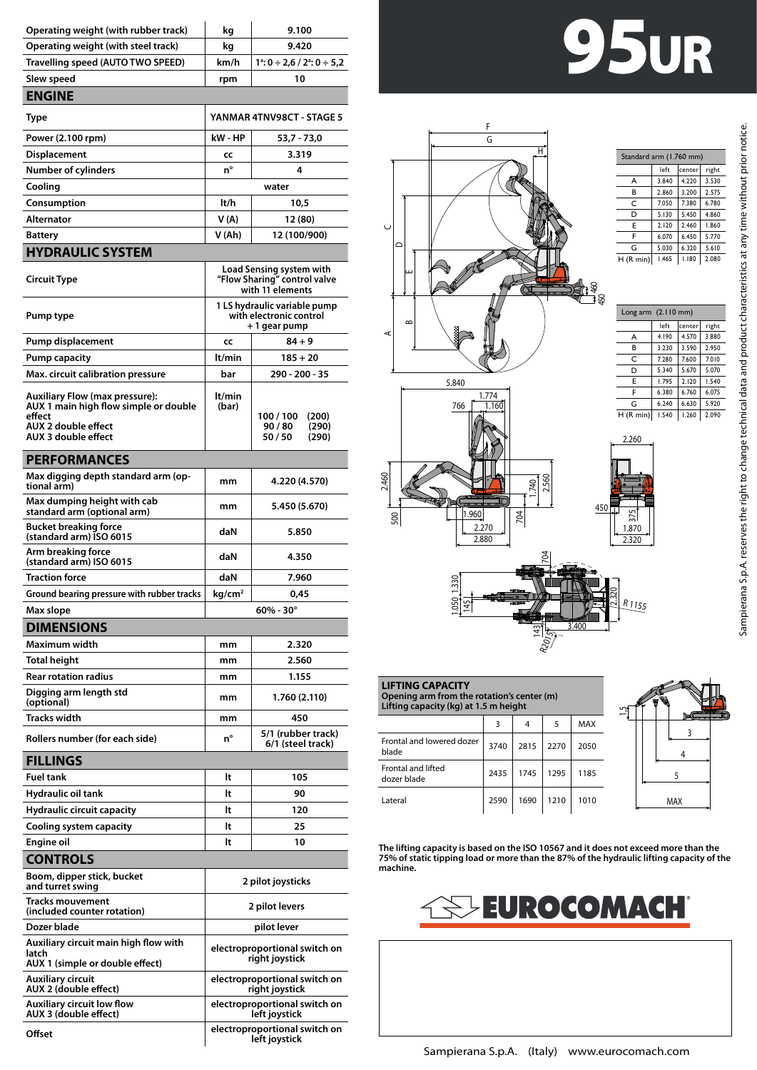| | | |
|---|---|---|
| Operating weight (with rubber track) | kg | 9.100 |
| Operating weight (with steel track) | kg | 9.420 |
| Travelling speed (AUTO TWO SPEED) | km/h | 1ª: 0 ÷ 2,6 / 2ª: 0 ÷ 5,2 |
| Slew speed | rpm | 10 |

## ENGINE

| | | |
|---|---|---|
| Type | YANMAR 4TNV98CT - STAGE 5 | |
| Power (2.100 rpm) | kW - HP | 53,7 - 73,0 |
| Displacement | cc | 3.319 |
| Number of cylinders | n° | 4 |
| Cooling | water | |
| Consumption | lt/h | 10,5 |
| Alternator | V (A) | 12 (80) |
| Battery | V (Ah) | 12 (100/900) |

## HYDRAULIC SYSTEM

| | | |
|---|---|---|
| Circuit Type | Load Sensing system with "Flow Sharing" control valve with 11 elements | |
| Pump type | 1 LS hydraulic variable pump with electronic control + 1 gear pump | |
| Pump displacement | cc | 84 + 9 |
| Pump capacity | lt/min | 185 + 20 |
| Max. circuit calibration pressure | bar | 290 - 200 - 35 |
| Auxiliary Flow (max pressure): AUX 1 main high flow simple or double effect; AUX 2 double effect; AUX 3 double effect | lt/min (bar) | 100 / 100 (200); 90 / 80 (290); 50 / 50 (290) |

## PERFORMANCES

| | | |
|---|---|---|
| Max digging depth standard arm (optional arm) | mm | 4.220 (4.570) |
| Max dumping height with cab standard arm (optional arm) | mm | 5.450 (5.670) |
| Bucket breaking force (standard arm) ISO 6015 | daN | 5.850 |
| Arm breaking force (standard arm) ISO 6015 | daN | 4.350 |
| Traction force | daN | 7.960 |
| Ground bearing pressure with rubber tracks | kg/cm² | 0,45 |
| Max slope | 60% - 30° | |

## DIMENSIONS

| | | |
|---|---|---|
| Maximum width | mm | 2.320 |
| Total height | mm | 2.560 |
| Rear rotation radius | mm | 1.155 |
| Digging arm length std (optional) | mm | 1.760 (2.110) |
| Tracks width | mm | 450 |
| Rollers number (for each side) | n° | 5/1 (rubber track) 6/1 (steel track) |

## FILLINGS

| | | |
|---|---|---|
| Fuel tank | lt | 105 |
| Hydraulic oil tank | lt | 90 |
| Hydraulic circuit capacity | lt | 120 |
| Cooling system capacity | lt | 25 |
| Engine oil | lt | 10 |

## CONTROLS

| | |
|---|---|
| Boom, dipper stick, bucket and turret swing | 2 pilot joysticks |
| Tracks mouvement (included counter rotation) | 2 pilot levers |
| Dozer blade | pilot lever |
| Auxiliary circuit main high flow with latch AUX 1 (simple or double effect) | electroproportional switch on right joystick |
| Auxiliary circuit AUX 2 (double effect) | electroproportional switch on right joystick |
| Auxiliary circuit low flow AUX 3 (double effect) | electroproportional switch on left joystick |
| Offset | electroproportional switch on left joystick |

# 95UR

F
G
H
C
D
E
A
B
460
450
5.840
1.774
766
1.160
2.460
500
1.960
2.270
2.880
704
1.740
2.560
2.260
450
375
1.870
2.320
704
1.050
1.330
145
143
R2015
3.400
2.320
R1155

**Standard arm (1.760 mm)**

| | left | center | right |
|---|---|---|---|
| A | 3.840 | 4.220 | 3.530 |
| B | 2.860 | 3.200 | 2.575 |
| C | 7.050 | 7.380 | 6.780 |
| D | 5.130 | 5.450 | 4.860 |
| E | 2.120 | 2.460 | 1.860 |
| F | 6.070 | 6.450 | 5.770 |
| G | 5.030 | 6.320 | 5.610 |
| H (R min) | 1.465 | 1.180 | 2.080 |

**Long arm (2.110 mm)**

| | left | center | right |
|---|---|---|---|
| A | 4.190 | 4.570 | 3.880 |
| B | 3.230 | 3.590 | 2.950 |
| C | 7.280 | 7.600 | 7.010 |
| D | 5.340 | 5.670 | 5.070 |
| E | 1.795 | 2.120 | 1.540 |
| F | 6.380 | 6.760 | 6.075 |
| G | 6.240 | 6.630 | 5.920 |
| H (R min) | 1.540 | 1.260 | 2.090 |

**LIFTING CAPACITY**
**Opening arm from the rotation's center (m)**
**Lifting capacity (kg) at 1.5 m height**

| | 3 | 4 | 5 | MAX |
|---|---|---|---|---|
| Frontal and lowered dozer blade | 3740 | 2815 | 2270 | 2050 |
| Frontal and lifted dozer blade | 2435 | 1745 | 1295 | 1185 |
| Lateral | 2590 | 1690 | 1210 | 1010 |

1,5
3
4
5
MAX

**The lifting capacity is based on the ISO 10567 and it does not exceed more than the 75% of static tipping load or more than the 87% of the hydraulic lifting capacity of the machine.**

EUROCOMACH®

Sampierana S.p.A. reserves the right to change technical data and product characteristics at any time without prior notice.

Sampierana S.p.A. (Italy) www.eurocomach.com